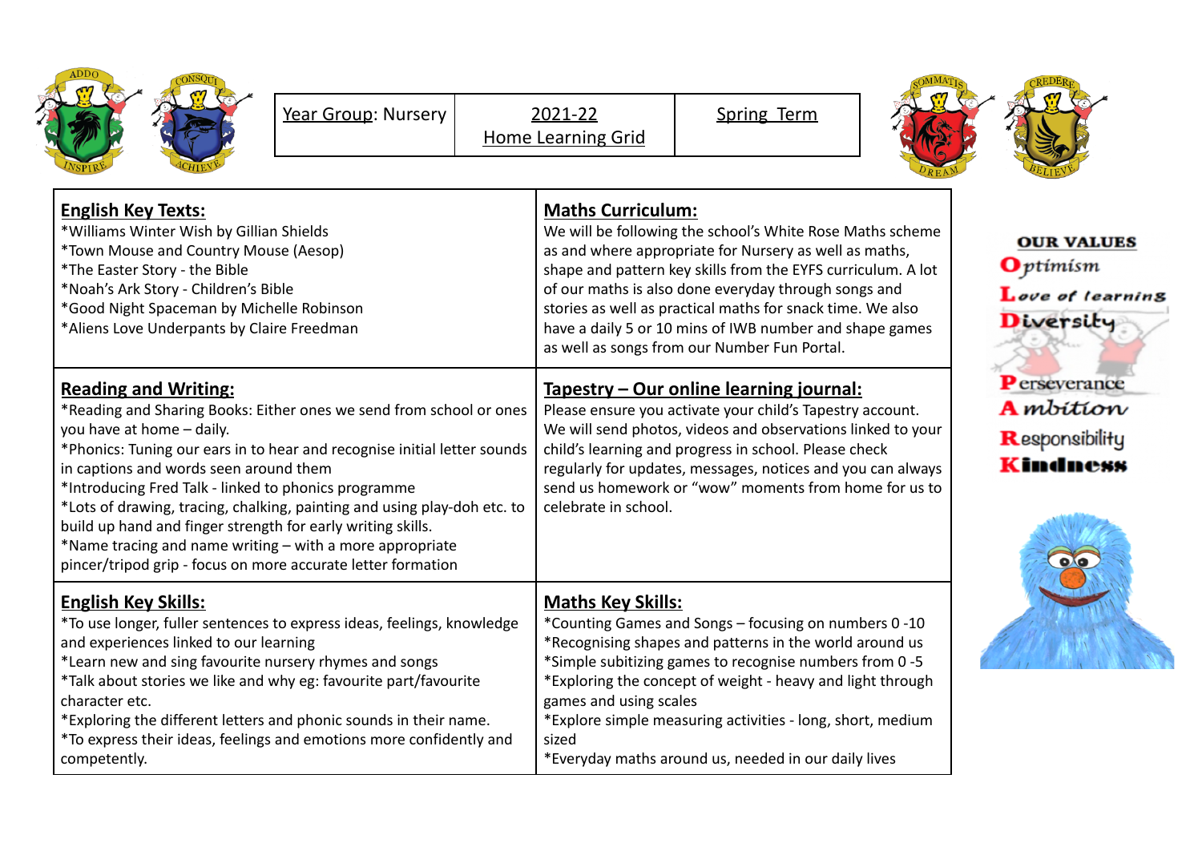| Year Group: Nursery | 2021-22 Home Learning Grid | Spring Term |
|---|---|---|

## English Key Texts:

*Williams Winter Wish by Gillian Shields
*Town Mouse and Country Mouse (Aesop)
*The Easter Story - the Bible
*Noah's Ark Story - Children's Bible
*Good Night Spaceman by Michelle Robinson
*Aliens Love Underpants by Claire Freedman

## Maths Curriculum:

We will be following the school's White Rose Maths scheme as and where appropriate for Nursery as well as maths, shape and pattern key skills from the EYFS curriculum. A lot of our maths is also done everyday through songs and stories as well as practical maths for snack time. We also have a daily 5 or 10 mins of IWB number and shape games as well as songs from our Number Fun Portal.

## Reading and Writing:

*Reading and Sharing Books: Either ones we send from school or ones you have at home – daily.
*Phonics: Tuning our ears in to hear and recognise initial letter sounds in captions and words seen around them
*Introducing Fred Talk - linked to phonics programme
*Lots of drawing, tracing, chalking, painting and using play-doh etc. to build up hand and finger strength for early writing skills.
*Name tracing and name writing – with a more appropriate pincer/tripod grip - focus on more accurate letter formation

## Tapestry – Our online learning journal:

Please ensure you activate your child's Tapestry account. We will send photos, videos and observations linked to your child's learning and progress in school. Please check regularly for updates, messages, notices and you can always send us homework or "wow" moments from home for us to celebrate in school.

## English Key Skills:

*To use longer, fuller sentences to express ideas, feelings, knowledge and experiences linked to our learning
*Learn new and sing favourite nursery rhymes and songs
*Talk about stories we like and why eg: favourite part/favourite character etc.
*Exploring the different letters and phonic sounds in their name.
*To express their ideas, feelings and emotions more confidently and competently.

## Maths Key Skills:

*Counting Games and Songs – focusing on numbers 0 -10
*Recognising shapes and patterns in the world around us
*Simple subitizing games to recognise numbers from 0 -5
*Exploring the concept of weight - heavy and light through games and using scales
*Explore simple measuring activities - long, short, medium sized
*Everyday maths around us, needed in our daily lives

**OUR VALUES**

**O**ptimism
**L**ove of learning
**D**iversity
**P**erseverance
**A**mbition
**R**esponsibility
**K**indness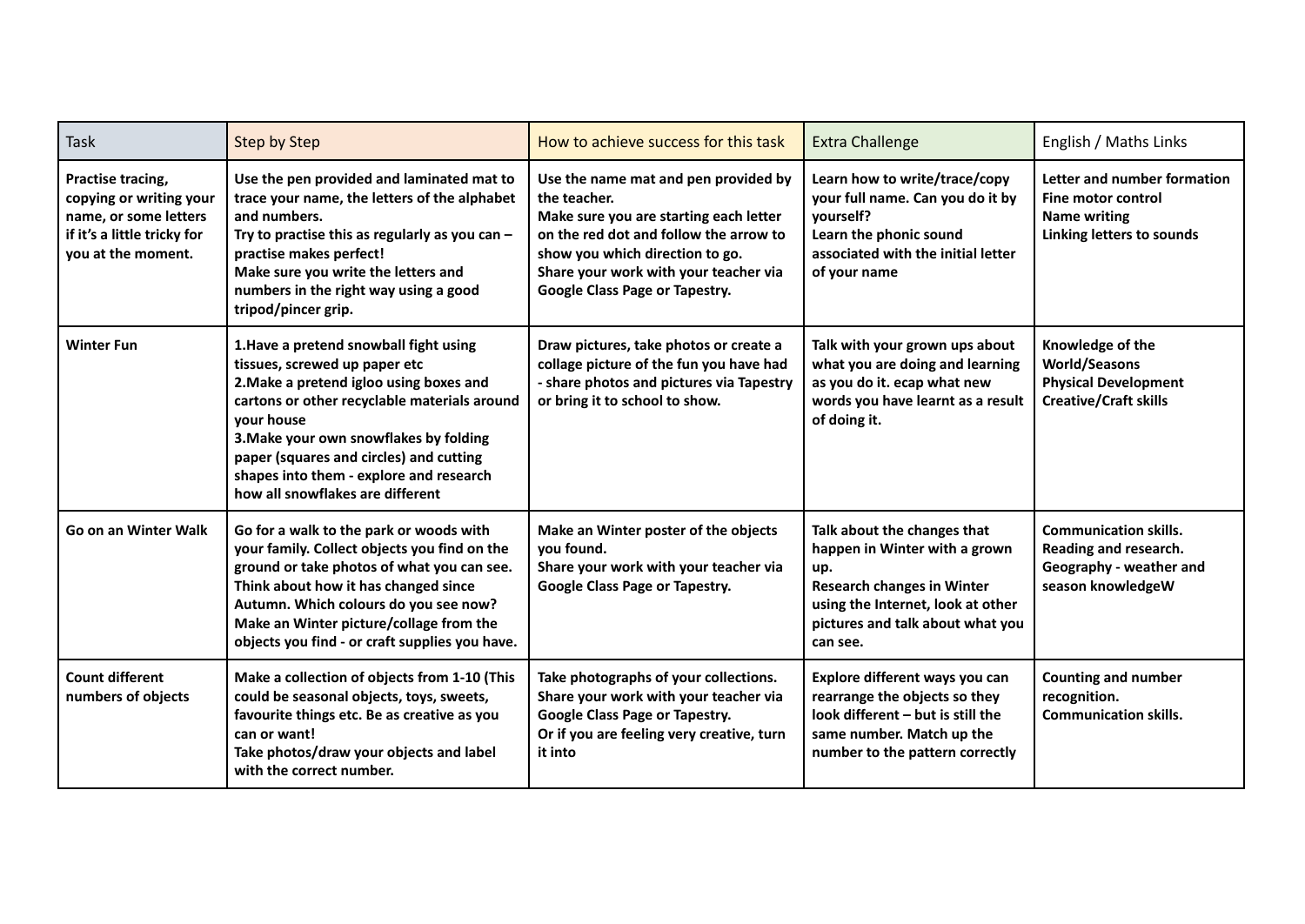| Task | Step by Step | How to achieve success for this task | Extra Challenge | English / Maths Links |
|---|---|---|---|---|
| **Practise tracing, copying or writing your name, or some letters if it's a little tricky for you at the moment.** | **Use the pen provided and laminated mat to trace your name, the letters of the alphabet and numbers.**<br>**Try to practise this as regularly as you can – practise makes perfect!**<br>**Make sure you write the letters and numbers in the right way using a good tripod/pincer grip.** | **Use the name mat and pen provided by the teacher.**<br>**Make sure you are starting each letter on the red dot and follow the arrow to show you which direction to go.**<br>**Share your work with your teacher via Google Class Page or Tapestry.** | **Learn how to write/trace/copy your full name. Can you do it by yourself?**<br>**Learn the phonic sound associated with the initial letter of your name** | **Letter and number formation**<br>**Fine motor control**<br>**Name writing**<br>**Linking letters to sounds** |
| **Winter Fun** | **1.Have a pretend snowball fight using tissues, screwed up paper etc**<br>**2.Make a pretend igloo using boxes and cartons or other recyclable materials around your house**<br>**3.Make your own snowflakes by folding paper (squares and circles) and cutting shapes into them - explore and research how all snowflakes are different** | **Draw pictures, take photos or create a collage picture of the fun you have had - share photos and pictures via Tapestry or bring it to school to show.** | **Talk with your grown ups about what you are doing and learning as you do it. ecap what new words you have learnt as a result of doing it.** | **Knowledge of the World/Seasons**<br>**Physical Development**<br>**Creative/Craft skills** |
| **Go on an Winter Walk** | **Go for a walk to the park or woods with your family. Collect objects you find on the ground or take photos of what you can see. Think about how it has changed since Autumn. Which colours do you see now? Make an Winter picture/collage from the objects you find - or craft supplies you have.** | **Make an Winter poster of the objects you found.**<br>**Share your work with your teacher via Google Class Page or Tapestry.** | **Talk about the changes that happen in Winter with a grown up.**<br>**Research changes in Winter using the Internet, look at other pictures and talk about what you can see.** | **Communication skills.**<br>**Reading and research.**<br>**Geography - weather and season knowledgeW** |
| **Count different numbers of objects** | **Make a collection of objects from 1-10 (This could be seasonal objects, toys, sweets, favourite things etc. Be as creative as you can or want!**<br>**Take photos/draw your objects and label with the correct number.** | **Take photographs of your collections.**<br>**Share your work with your teacher via Google Class Page or Tapestry.**<br>**Or if you are feeling very creative, turn it into** | **Explore different ways you can rearrange the objects so they look different – but is still the same number. Match up the number to the pattern correctly** | **Counting and number recognition.**<br>**Communication skills.** |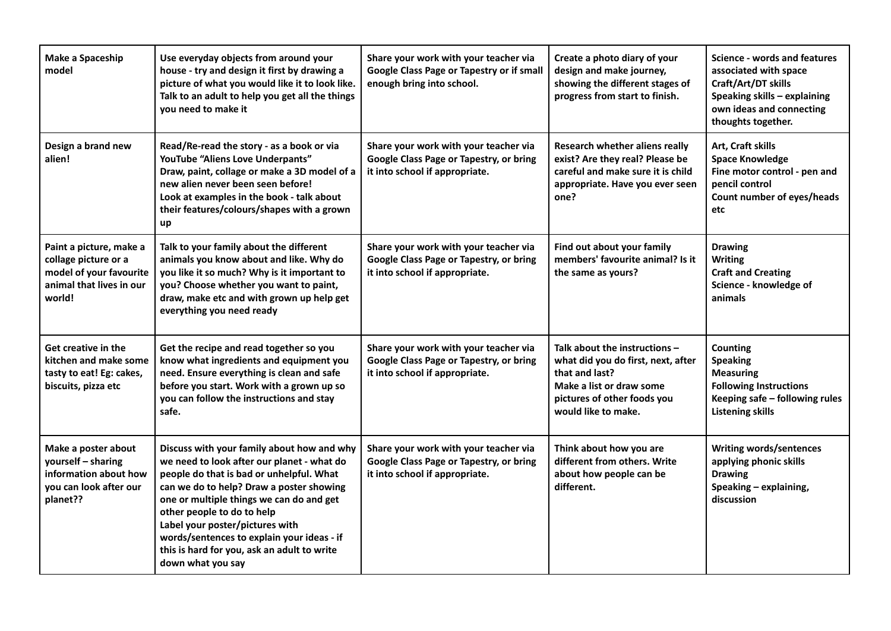| | | | | |
|---|---|---|---|---|
| **Make a Spaceship model** | **Use everyday objects from around your house - try and design it first by drawing a picture of what you would like it to look like. Talk to an adult to help you get all the things you need to make it** | **Share your work with your teacher via Google Class Page or Tapestry or if small enough bring into school.** | **Create a photo diary of your design and make journey, showing the different stages of progress from start to finish.** | **Science - words and features associated with space Craft/Art/DT skills Speaking skills – explaining own ideas and connecting thoughts together.** |
| **Design a brand new alien!** | **Read/Re-read the story - as a book or via YouTube "Aliens Love Underpants" Draw, paint, collage or make a 3D model of a new alien never been seen before! Look at examples in the book - talk about their features/colours/shapes with a grown up** | **Share your work with your teacher via Google Class Page or Tapestry, or bring it into school if appropriate.** | **Research whether aliens really exist? Are they real? Please be careful and make sure it is child appropriate. Have you ever seen one?** | **Art, Craft skills Space Knowledge Fine motor control - pen and pencil control Count number of eyes/heads etc** |
| **Paint a picture, make a collage picture or a model of your favourite animal that lives in our world!** | **Talk to your family about the different animals you know about and like. Why do you like it so much? Why is it important to you? Choose whether you want to paint, draw, make etc and with grown up help get everything you need ready** | **Share your work with your teacher via Google Class Page or Tapestry, or bring it into school if appropriate.** | **Find out about your family members' favourite animal? Is it the same as yours?** | **Drawing Writing Craft and Creating Science - knowledge of animals** |
| **Get creative in the kitchen and make some tasty to eat! Eg: cakes, biscuits, pizza etc** | **Get the recipe and read together so you know what ingredients and equipment you need. Ensure everything is clean and safe before you start. Work with a grown up so you can follow the instructions and stay safe.** | **Share your work with your teacher via Google Class Page or Tapestry, or bring it into school if appropriate.** | **Talk about the instructions – what did you do first, next, after that and last? Make a list or draw some pictures of other foods you would like to make.** | **Counting Speaking Measuring Following Instructions Keeping safe – following rules Listening skills** |
| **Make a poster about yourself – sharing information about how you can look after our planet??** | **Discuss with your family about how and why we need to look after our planet - what do people do that is bad or unhelpful. What can we do to help? Draw a poster showing one or multiple things we can do and get other people to do to help Label your poster/pictures with words/sentences to explain your ideas - if this is hard for you, ask an adult to write down what you say** | **Share your work with your teacher via Google Class Page or Tapestry, or bring it into school if appropriate.** | **Think about how you are different from others. Write about how people can be different.** | **Writing words/sentences applying phonic skills Drawing Speaking – explaining, discussion** |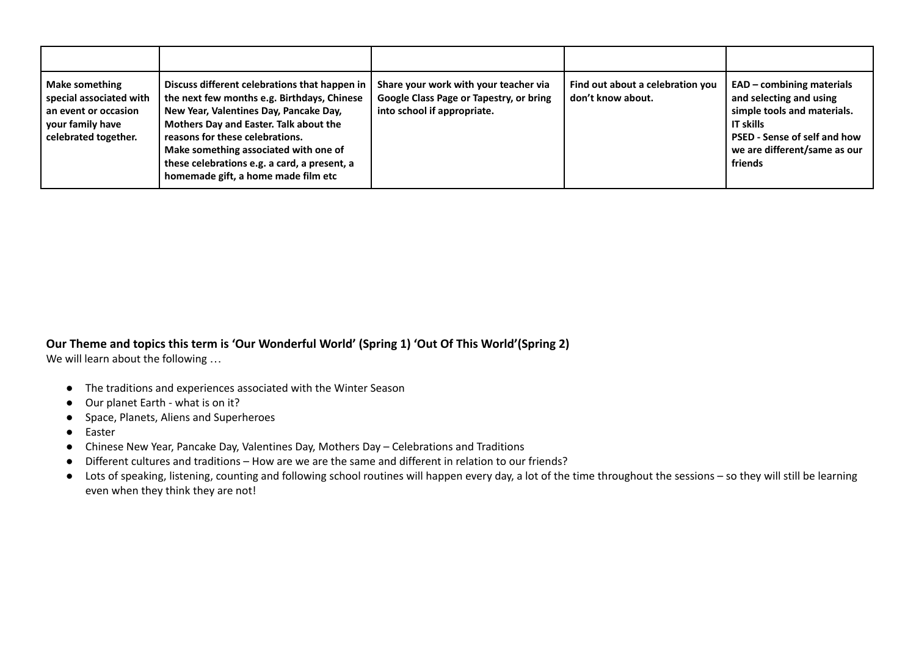| | | | | |
|---|---|---|---|---|
| **Make something special associated with an event or occasion your family have celebrated together.** | **Discuss different celebrations that happen in the next few months e.g. Birthdays, Chinese New Year, Valentines Day, Pancake Day, Mothers Day and Easter. Talk about the reasons for these celebrations.**<br>**Make something associated with one of these celebrations e.g. a card, a present, a homemade gift, a home made film etc** | **Share your work with your teacher via Google Class Page or Tapestry, or bring into school if appropriate.** | **Find out about a celebration you don't know about.** | **EAD – combining materials and selecting and using simple tools and materials.**<br>**IT skills**<br>**PSED - Sense of self and how we are different/same as our friends** |

**Our Theme and topics this term is 'Our Wonderful World' (Spring 1) 'Out Of This World'(Spring 2)**

We will learn about the following …

- The traditions and experiences associated with the Winter Season
- Our planet Earth - what is on it?
- Space, Planets, Aliens and Superheroes
- Easter
- Chinese New Year, Pancake Day, Valentines Day, Mothers Day – Celebrations and Traditions
- Different cultures and traditions – How are we are the same and different in relation to our friends?
- Lots of speaking, listening, counting and following school routines will happen every day, a lot of the time throughout the sessions – so they will still be learning even when they think they are not!